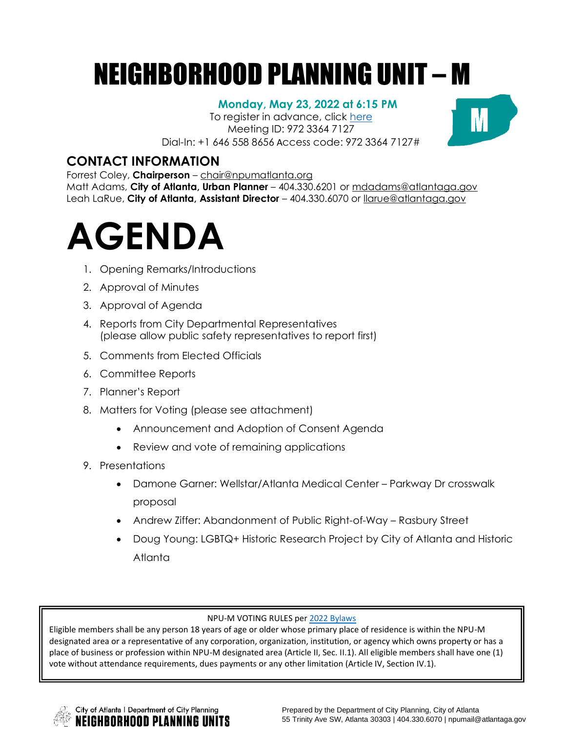# NEIGHBORHOOD PLANNING UNIT – M

**Monday, May 23, 2022 at 6:15 PM**

To register in advance, click here

Meeting ID: 972 3364 7127

Dial-In: +1 646 558 8656 Access code: 972 3364 7127#

## CONTACT INFORMATION

Forrest Coley, **Chairperson** – chair@npumatlanta.org

Matt Adams, **City of Atlanta, Urban Planner** – 404.330.6201 or mdadams@atlantaga.gov

Leah LaRue, **City of Atlanta, Assistant Director** – 404.330.6070 or llarue@atlantaga.gov

# AGENDA

1. Opening Remarks/Introductions
2. Approval of Minutes
3. Approval of Agenda
4. Reports from City Departmental Representatives (please allow public safety representatives to report first)
5. Comments from Elected Officials
6. Committee Reports
7. Planner's Report
8. Matters for Voting (please see attachment)
   - Announcement and Adoption of Consent Agenda
   - Review and vote of remaining applications
9. Presentations
   - Damone Garner: Wellstar/Atlanta Medical Center – Parkway Dr crosswalk proposal
   - Andrew Ziffer: Abandonment of Public Right-of-Way – Rasbury Street
   - Doug Young: LGBTQ+ Historic Research Project by City of Atlanta and Historic Atlanta

NPU-M VOTING RULES per 2022 Bylaws

Eligible members shall be any person 18 years of age or older whose primary place of residence is within the NPU-M designated area or a representative of any corporation, organization, institution, or agency which owns property or has a place of business or profession within NPU-M designated area (Article II, Sec. II.1). All eligible members shall have one (1) vote without attendance requirements, dues payments or any other limitation (Article IV, Section IV.1).

City of Atlanta | Department of City Planning
NEIGHBORHOOD PLANNING UNITS

Prepared by the Department of City Planning, City of Atlanta
55 Trinity Ave SW, Atlanta 30303 | 404.330.6070 | npumail@atlantaga.gov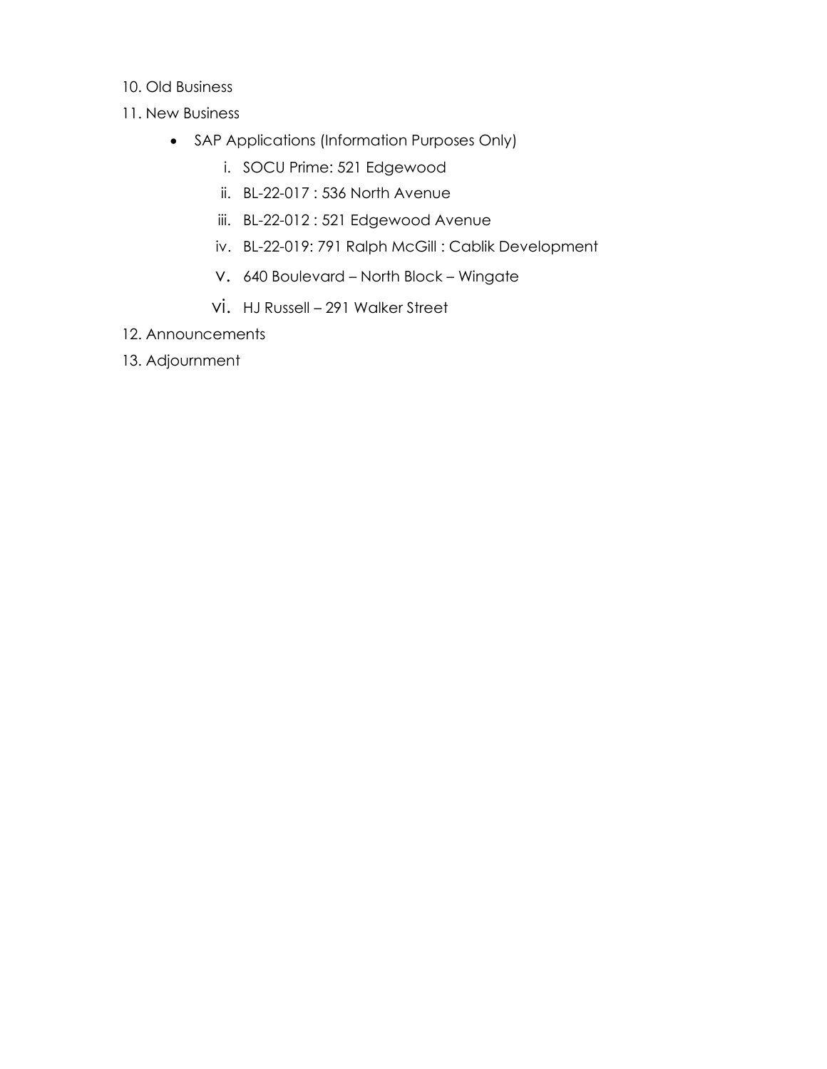10. Old Business
11. New Business
    - SAP Applications (Information Purposes Only)
        i. SOCU Prime: 521 Edgewood
        ii. BL-22-017 : 536 North Avenue
        iii. BL-22-012 : 521 Edgewood Avenue
        iv. BL-22-019: 791 Ralph McGill : Cablik Development
        v. 640 Boulevard – North Block – Wingate
        vi. HJ Russell – 291 Walker Street
12. Announcements
13. Adjournment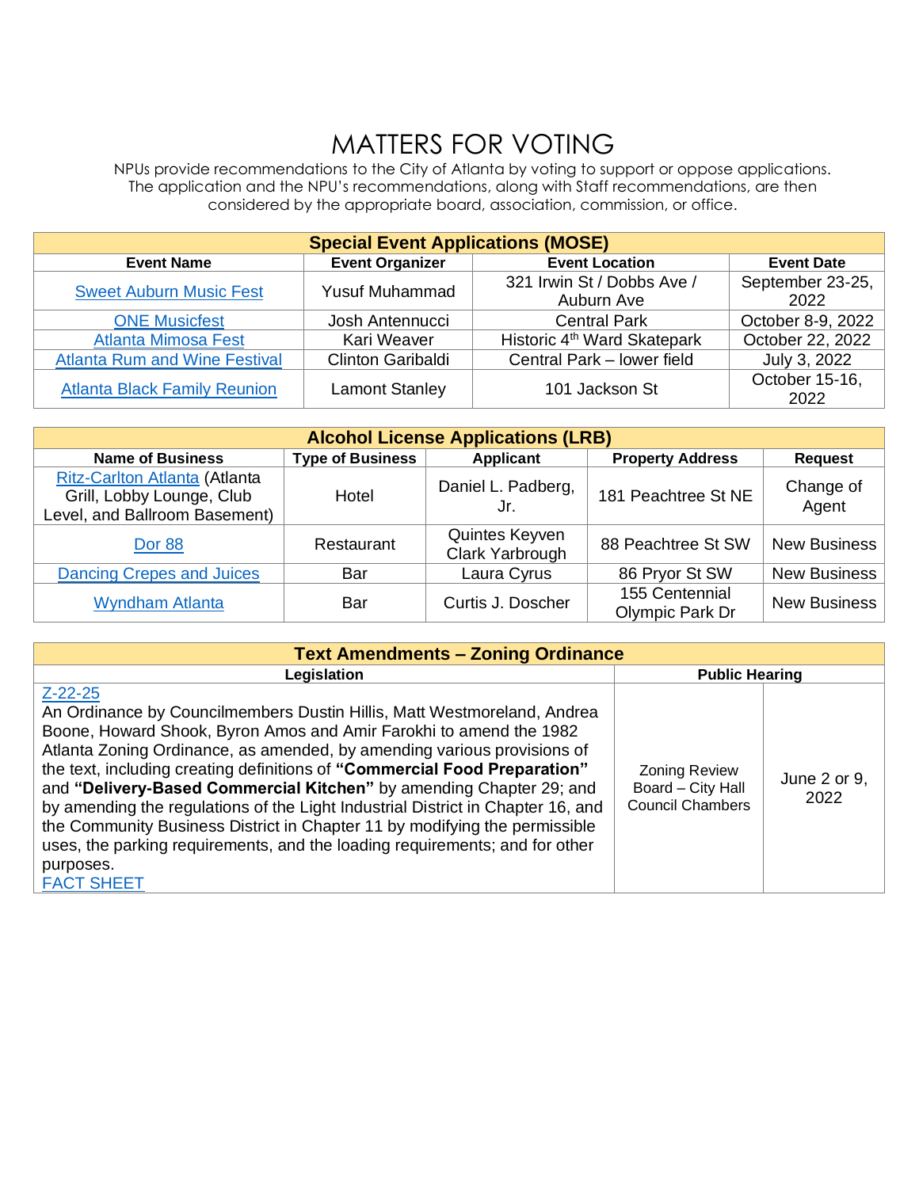# MATTERS FOR VOTING

NPUs provide recommendations to the City of Atlanta by voting to support or oppose applications. The application and the NPU's recommendations, along with Staff recommendations, are then considered by the appropriate board, association, commission, or office.

| **Special Event Applications (MOSE)** | | | |
|---|---|---|---|
| **Event Name** | **Event Organizer** | **Event Location** | **Event Date** |
| Sweet Auburn Music Fest | Yusuf Muhammad | 321 Irwin St / Dobbs Ave / Auburn Ave | September 23-25, 2022 |
| ONE Musicfest | Josh Antennucci | Central Park | October 8-9, 2022 |
| Atlanta Mimosa Fest | Kari Weaver | Historic 4th Ward Skatepark | October 22, 2022 |
| Atlanta Rum and Wine Festival | Clinton Garibaldi | Central Park – lower field | July 3, 2022 |
| Atlanta Black Family Reunion | Lamont Stanley | 101 Jackson St | October 15-16, 2022 |

| **Alcohol License Applications (LRB)** | | | | |
|---|---|---|---|---|
| **Name of Business** | **Type of Business** | **Applicant** | **Property Address** | **Request** |
| Ritz-Carlton Atlanta (Atlanta Grill, Lobby Lounge, Club Level, and Ballroom Basement) | Hotel | Daniel L. Padberg, Jr. | 181 Peachtree St NE | Change of Agent |
| Dor 88 | Restaurant | Quintes Keyven Clark Yarbrough | 88 Peachtree St SW | New Business |
| Dancing Crepes and Juices | Bar | Laura Cyrus | 86 Pryor St SW | New Business |
| Wyndham Atlanta | Bar | Curtis J. Doscher | 155 Centennial Olympic Park Dr | New Business |

| **Text Amendments – Zoning Ordinance** | | |
|---|---|---|
| **Legislation** | **Public Hearing** | |
| Z-22-25<br>An Ordinance by Councilmembers Dustin Hillis, Matt Westmoreland, Andrea Boone, Howard Shook, Byron Amos and Amir Farokhi to amend the 1982 Atlanta Zoning Ordinance, as amended, by amending various provisions of the text, including creating definitions of **"Commercial Food Preparation"** and **"Delivery-Based Commercial Kitchen"** by amending Chapter 29; and by amending the regulations of the Light Industrial District in Chapter 16, and the Community Business District in Chapter 11 by modifying the permissible uses, the parking requirements, and the loading requirements; and for other purposes.<br>FACT SHEET | Zoning Review Board – City Hall Council Chambers | June 2 or 9, 2022 |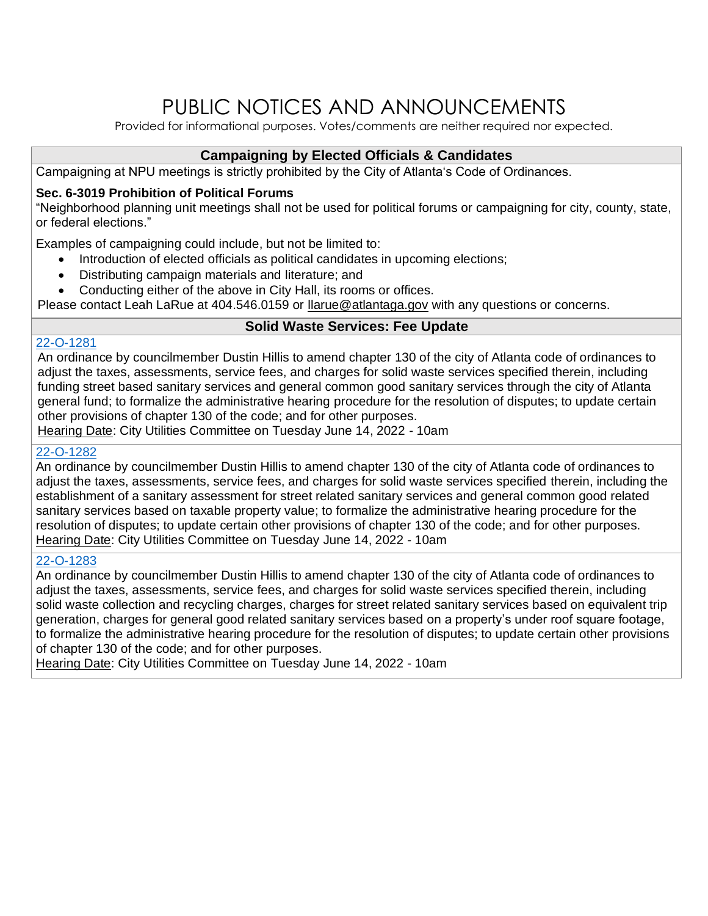# PUBLIC NOTICES AND ANNOUNCEMENTS

Provided for informational purposes. Votes/comments are neither required nor expected.

## Campaigning by Elected Officials & Candidates

Campaigning at NPU meetings is strictly prohibited by the City of Atlanta's Code of Ordinances.

**Sec. 6-3019 Prohibition of Political Forums**

"Neighborhood planning unit meetings shall not be used for political forums or campaigning for city, county, state, or federal elections."

Examples of campaigning could include, but not be limited to:

- Introduction of elected officials as political candidates in upcoming elections;
- Distributing campaign materials and literature; and
- Conducting either of the above in City Hall, its rooms or offices.

Please contact Leah LaRue at 404.546.0159 or llarue@atlantaga.gov with any questions or concerns.

## Solid Waste Services: Fee Update

22-O-1281

An ordinance by councilmember Dustin Hillis to amend chapter 130 of the city of Atlanta code of ordinances to adjust the taxes, assessments, service fees, and charges for solid waste services specified therein, including funding street based sanitary services and general common good sanitary services through the city of Atlanta general fund; to formalize the administrative hearing procedure for the resolution of disputes; to update certain other provisions of chapter 130 of the code; and for other purposes.

Hearing Date: City Utilities Committee on Tuesday June 14, 2022 - 10am

22-O-1282

An ordinance by councilmember Dustin Hillis to amend chapter 130 of the city of Atlanta code of ordinances to adjust the taxes, assessments, service fees, and charges for solid waste services specified therein, including the establishment of a sanitary assessment for street related sanitary services and general common good related sanitary services based on taxable property value; to formalize the administrative hearing procedure for the resolution of disputes; to update certain other provisions of chapter 130 of the code; and for other purposes.

Hearing Date: City Utilities Committee on Tuesday June 14, 2022 - 10am

22-O-1283

An ordinance by councilmember Dustin Hillis to amend chapter 130 of the city of Atlanta code of ordinances to adjust the taxes, assessments, service fees, and charges for solid waste services specified therein, including solid waste collection and recycling charges, charges for street related sanitary services based on equivalent trip generation, charges for general good related sanitary services based on a property's under roof square footage, to formalize the administrative hearing procedure for the resolution of disputes; to update certain other provisions of chapter 130 of the code; and for other purposes.

Hearing Date: City Utilities Committee on Tuesday June 14, 2022 - 10am